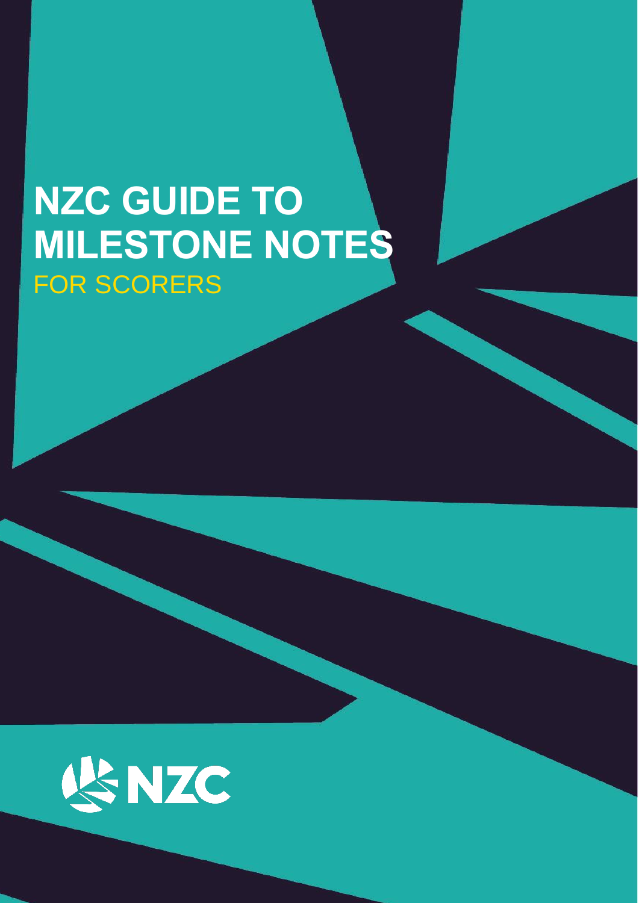# NZC GUIDE TO MILESTONE NOTES

## FOR SCORERS

NZC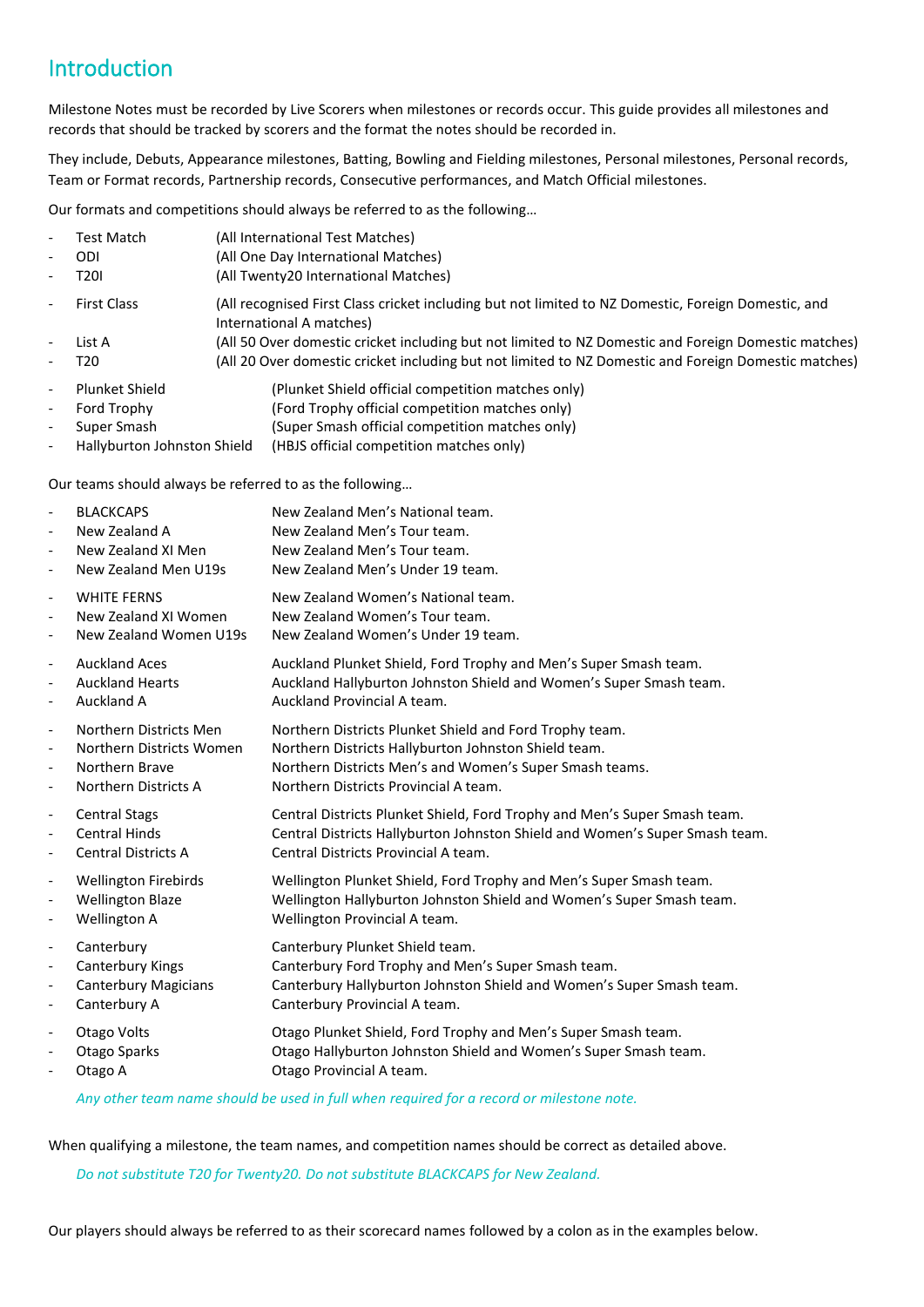## Introduction

Milestone Notes must be recorded by Live Scorers when milestones or records occur. This guide provides all milestones and records that should be tracked by scorers and the format the notes should be recorded in.

They include, Debuts, Appearance milestones, Batting, Bowling and Fielding milestones, Personal milestones, Personal records, Team or Format records, Partnership records, Consecutive performances, and Match Official milestones.

Our formats and competitions should always be referred to as the following…

- Test Match (All International Test Matches)
- ODI (All One Day International Matches)
- T20I (All Twenty20 International Matches)

- First Class (All recognised First Class cricket including but not limited to NZ Domestic, Foreign Domestic, and International A matches)
- List A (All 50 Over domestic cricket including but not limited to NZ Domestic and Foreign Domestic matches)
- T20 (All 20 Over domestic cricket including but not limited to NZ Domestic and Foreign Domestic matches)

- Plunket Shield (Plunket Shield official competition matches only)
- Ford Trophy (Ford Trophy official competition matches only)
- Super Smash (Super Smash official competition matches only)
- Hallyburton Johnston Shield (HBJS official competition matches only)

Our teams should always be referred to as the following…

- BLACKCAPS New Zealand Men's National team.
- New Zealand A New Zealand Men's Tour team.
- New Zealand XI Men New Zealand Men's Tour team.
- New Zealand Men U19s New Zealand Men's Under 19 team.

- WHITE FERNS New Zealand Women's National team.
- New Zealand XI Women New Zealand Women's Tour team.
- New Zealand Women U19s New Zealand Women's Under 19 team.

- Auckland Aces Auckland Plunket Shield, Ford Trophy and Men's Super Smash team.
- Auckland Hearts Auckland Hallyburton Johnston Shield and Women's Super Smash team.
- Auckland A Auckland Provincial A team.

- Northern Districts Men Northern Districts Plunket Shield and Ford Trophy team.
- Northern Districts Women Northern Districts Hallyburton Johnston Shield team.
- Northern Brave Northern Districts Men's and Women's Super Smash teams.
- Northern Districts A Northern Districts Provincial A team.

- Central Stags Central Districts Plunket Shield, Ford Trophy and Men's Super Smash team.
- Central Hinds Central Districts Hallyburton Johnston Shield and Women's Super Smash team.
- Central Districts A Central Districts Provincial A team.

- Wellington Firebirds Wellington Plunket Shield, Ford Trophy and Men's Super Smash team.
- Wellington Blaze Wellington Hallyburton Johnston Shield and Women's Super Smash team.
- Wellington A Wellington Provincial A team.

- Canterbury Canterbury Plunket Shield team.
- Canterbury Kings Canterbury Ford Trophy and Men's Super Smash team.
- Canterbury Magicians Canterbury Hallyburton Johnston Shield and Women's Super Smash team.
- Canterbury A Canterbury Provincial A team.

- Otago Volts Otago Plunket Shield, Ford Trophy and Men's Super Smash team.
- Otago Sparks Otago Hallyburton Johnston Shield and Women's Super Smash team.
- Otago A Otago Provincial A team.

*Any other team name should be used in full when required for a record or milestone note.*

When qualifying a milestone, the team names, and competition names should be correct as detailed above.

*Do not substitute T20 for Twenty20. Do not substitute BLACKCAPS for New Zealand.*

Our players should always be referred to as their scorecard names followed by a colon as in the examples below.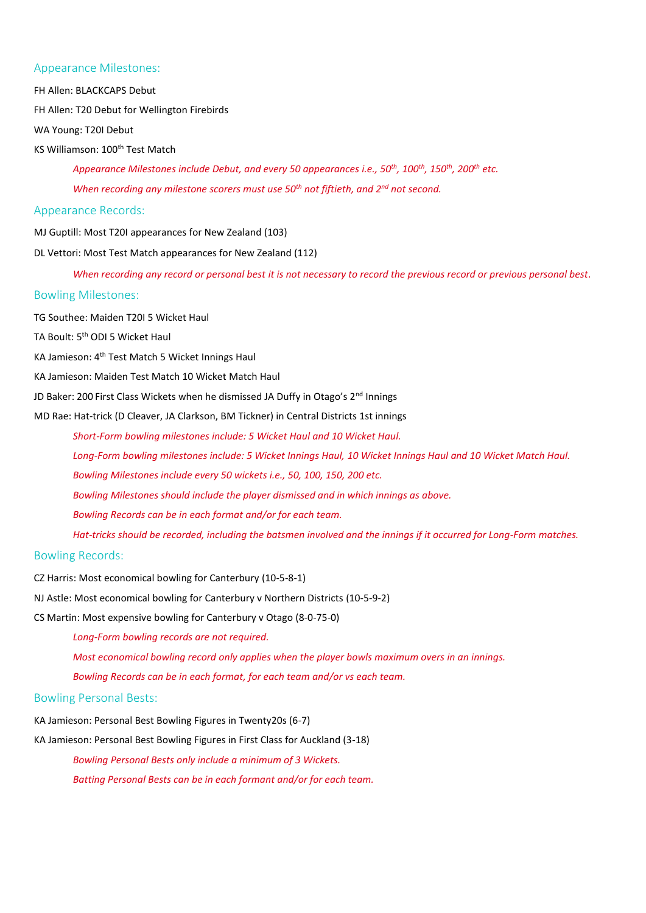## Appearance Milestones:

FH Allen: BLACKCAPS Debut

FH Allen: T20 Debut for Wellington Firebirds

WA Young: T20I Debut

KS Williamson: 100th Test Match

*Appearance Milestones include Debut, and every 50 appearances i.e., 50th, 100th, 150th, 200th etc.*

*When recording any milestone scorers must use 50th not fiftieth, and 2nd not second.*

## Appearance Records:

MJ Guptill: Most T20I appearances for New Zealand (103)

DL Vettori: Most Test Match appearances for New Zealand (112)

*When recording any record or personal best it is not necessary to record the previous record or previous personal best.*

## Bowling Milestones:

TG Southee: Maiden T20I 5 Wicket Haul

TA Boult: 5th ODI 5 Wicket Haul

KA Jamieson: 4th Test Match 5 Wicket Innings Haul

KA Jamieson: Maiden Test Match 10 Wicket Match Haul

JD Baker: 200 First Class Wickets when he dismissed JA Duffy in Otago's 2nd Innings

MD Rae: Hat-trick (D Cleaver, JA Clarkson, BM Tickner) in Central Districts 1st innings

*Short-Form bowling milestones include: 5 Wicket Haul and 10 Wicket Haul.*

*Long-Form bowling milestones include: 5 Wicket Innings Haul, 10 Wicket Innings Haul and 10 Wicket Match Haul.*

*Bowling Milestones include every 50 wickets i.e., 50, 100, 150, 200 etc.*

*Bowling Milestones should include the player dismissed and in which innings as above.*

*Bowling Records can be in each format and/or for each team.*

*Hat-tricks should be recorded, including the batsmen involved and the innings if it occurred for Long-Form matches.*

## Bowling Records:

CZ Harris: Most economical bowling for Canterbury (10-5-8-1)

NJ Astle: Most economical bowling for Canterbury v Northern Districts (10-5-9-2)

CS Martin: Most expensive bowling for Canterbury v Otago (8-0-75-0)

*Long-Form bowling records are not required.*

*Most economical bowling record only applies when the player bowls maximum overs in an innings.*

*Bowling Records can be in each format, for each team and/or vs each team.*

## Bowling Personal Bests:

KA Jamieson: Personal Best Bowling Figures in Twenty20s (6-7)

KA Jamieson: Personal Best Bowling Figures in First Class for Auckland (3-18)

*Bowling Personal Bests only include a minimum of 3 Wickets.*

*Batting Personal Bests can be in each formant and/or for each team.*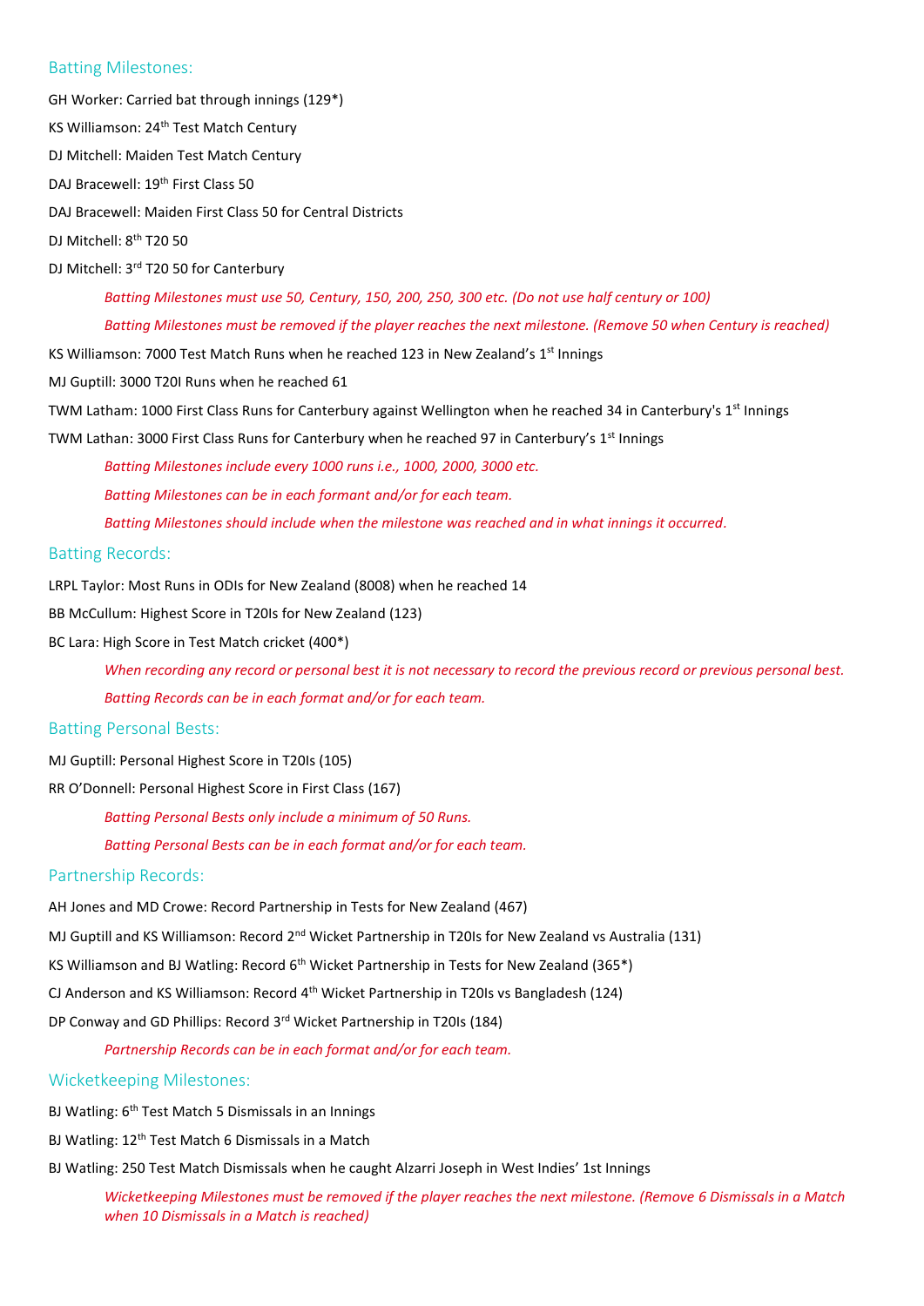## Batting Milestones:

GH Worker: Carried bat through innings (129*)

KS Williamson: 24th Test Match Century

DJ Mitchell: Maiden Test Match Century

DAJ Bracewell: 19th First Class 50

DAJ Bracewell: Maiden First Class 50 for Central Districts

DJ Mitchell: 8th T20 50

DJ Mitchell: 3rd T20 50 for Canterbury

> *Batting Milestones must use 50, Century, 150, 200, 250, 300 etc. (Do not use half century or 100)*
>
> *Batting Milestones must be removed if the player reaches the next milestone. (Remove 50 when Century is reached)*

KS Williamson: 7000 Test Match Runs when he reached 123 in New Zealand's 1st Innings

MJ Guptill: 3000 T20I Runs when he reached 61

TWM Latham: 1000 First Class Runs for Canterbury against Wellington when he reached 34 in Canterbury's 1st Innings

TWM Lathan: 3000 First Class Runs for Canterbury when he reached 97 in Canterbury's 1st Innings

> *Batting Milestones include every 1000 runs i.e., 1000, 2000, 3000 etc.*
>
> *Batting Milestones can be in each formant and/or for each team.*
>
> *Batting Milestones should include when the milestone was reached and in what innings it occurred.*

## Batting Records:

LRPL Taylor: Most Runs in ODIs for New Zealand (8008) when he reached 14

BB McCullum: Highest Score in T20Is for New Zealand (123)

BC Lara: High Score in Test Match cricket (400*)

> *When recording any record or personal best it is not necessary to record the previous record or previous personal best.*
>
> *Batting Records can be in each format and/or for each team.*

## Batting Personal Bests:

MJ Guptill: Personal Highest Score in T20Is (105)

RR O'Donnell: Personal Highest Score in First Class (167)

> *Batting Personal Bests only include a minimum of 50 Runs.*
>
> *Batting Personal Bests can be in each format and/or for each team.*

## Partnership Records:

AH Jones and MD Crowe: Record Partnership in Tests for New Zealand (467)

MJ Guptill and KS Williamson: Record 2nd Wicket Partnership in T20Is for New Zealand vs Australia (131)

KS Williamson and BJ Watling: Record 6th Wicket Partnership in Tests for New Zealand (365*)

CJ Anderson and KS Williamson: Record 4th Wicket Partnership in T20Is vs Bangladesh (124)

DP Conway and GD Phillips: Record 3rd Wicket Partnership in T20Is (184)

> *Partnership Records can be in each format and/or for each team.*

## Wicketkeeping Milestones:

BJ Watling: 6th Test Match 5 Dismissals in an Innings

BJ Watling: 12th Test Match 6 Dismissals in a Match

BJ Watling: 250 Test Match Dismissals when he caught Alzarri Joseph in West Indies' 1st Innings

> *Wicketkeeping Milestones must be removed if the player reaches the next milestone. (Remove 6 Dismissals in a Match when 10 Dismissals in a Match is reached)*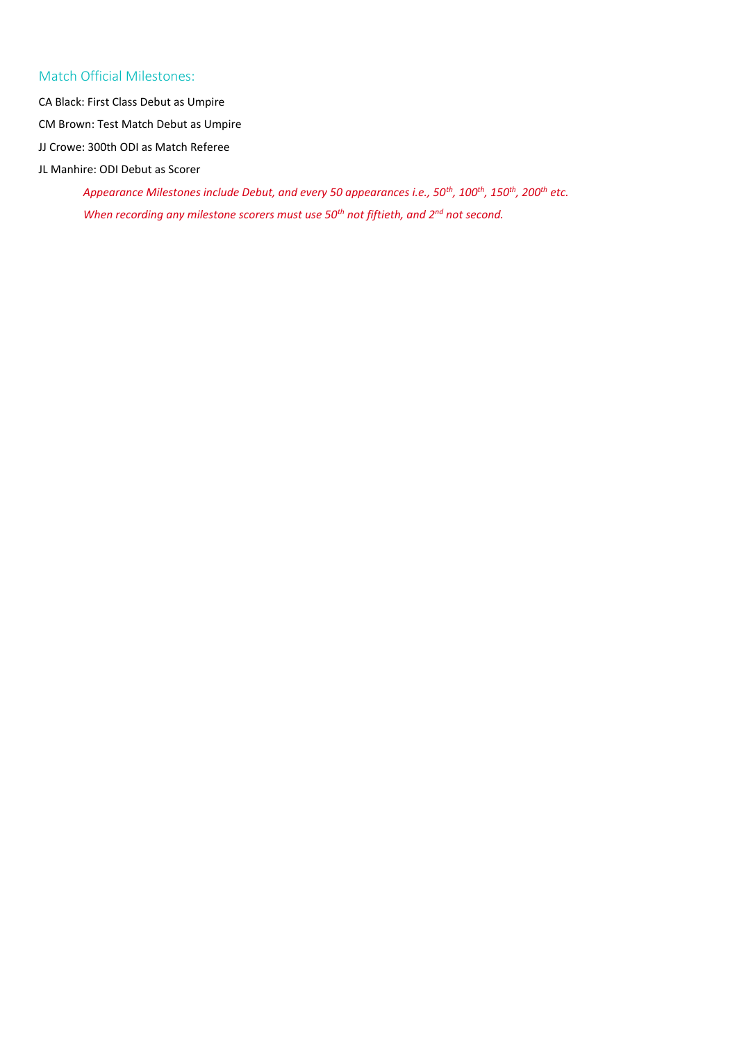## Match Official Milestones:

CA Black: First Class Debut as Umpire

CM Brown: Test Match Debut as Umpire

JJ Crowe: 300th ODI as Match Referee

JL Manhire: ODI Debut as Scorer

*Appearance Milestones include Debut, and every 50 appearances i.e., 50th, 100th, 150th, 200th etc.*

*When recording any milestone scorers must use 50th not fiftieth, and 2nd not second.*